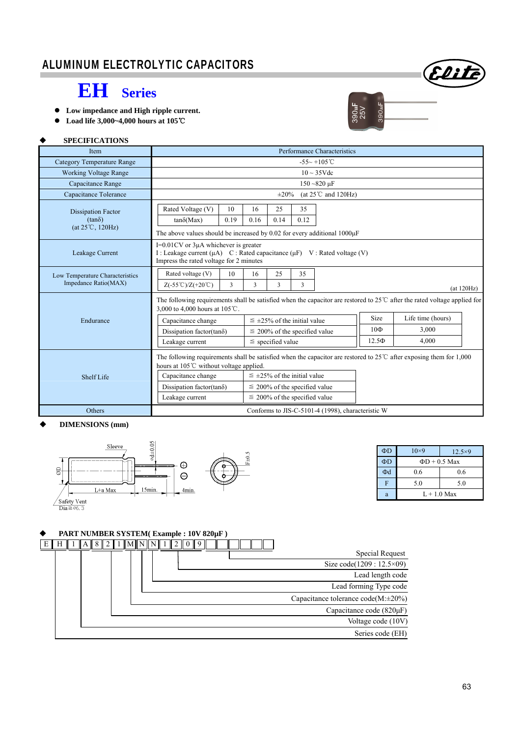# ALUMINUM ELECTROLYTIC CAPACITORS

## EH Series

- **Low impedance and High ripple current.**
- **Load life 3,000~4,000 hours at 105℃**

### ◆ SPECIFICATIONS

| Item | Performance Characteristics |
|---|---|
| Category Temperature Range | -55~ +105℃ |
| Working Voltage Range | 10 ~ 35Vdc |
| Capacitance Range | 150 ~820 μF |
| Capacitance Tolerance | ±20% (at 25℃ and 120Hz) |
| Dissipation Factor (tanδ) (at 25℃, 120Hz) | Rated Voltage (V): 10 / 16 / 25 / 35; tanδ(Max): 0.19 / 0.16 / 0.14 / 0.12. The above values should be increased by 0.02 for every additional 1000μF |
| Leakage Current | I=0.01CV or 3μA whichever is greater. I : Leakage current (μA) C : Rated capacitance (μF) V : Rated voltage (V). Impress the rated voltage for 2 minutes |
| Low Temperature Characteristics Impedance Ratio(MAX) | Rated voltage (V): 10 / 16 / 25 / 35; Z(-55℃)/Z(+20℃): 3 / 3 / 3 / 3 (at 120Hz) |
| Endurance | The following requirements shall be satisfied when the capacitor are restored to 25℃ after the rated voltage applied for 3,000 to 4,000 hours at 105℃. Capacitance change: ≦ ±25% of the initial value; Dissipation factor(tanδ): ≦ 200% of the specified value; Leakage current: ≦ specified value. Size 10Φ: Life time 3,000 hours; Size 12.5Φ: Life time 4,000 hours |
| Shelf Life | The following requirements shall be satisfied when the capacitor are restored to 25℃ after exposing them for 1,000 hours at 105℃ without voltage applied. Capacitance change: ≦ ±25% of the initial value; Dissipation factor(tanδ): ≦ 200% of the specified value; Leakage current: ≦ 200% of the specified value |
| Others | Conforms to JIS-C-5101-4 (1998), characteristic W |

### ◆ DIMENSIONS (mm)

Sleeve; ΦD; Φd±0.05; L+a Max; 15min.; 4min.; F±0.5; Safety Vent Dia≧Φ6.3

| ΦD | 10×9 | 12.5×9 |
|---|---|---|
| ΦD | ΦD + 0.5 Max | |
| Φd | 0.6 | 0.6 |
| F | 5.0 | 5.0 |
| a | L + 1.0 Max | |

### ◆ PART NUMBER SYSTEM( Example : 10V 820μF )

E H 1 A 8 2 1 M N N 1 2 0 9 _ _ _ _ _ _

- E H: Series code (EH)
- 1 A: Voltage code (10V)
- 8 2 1: Capacitance code (820μF)
- M: Capacitance tolerance code(M:±20%)
- N: Lead forming Type code
- N: Lead length code
- 1 2 0 9: Size code(1209 : 12.5×09)
- Remaining boxes: Special Request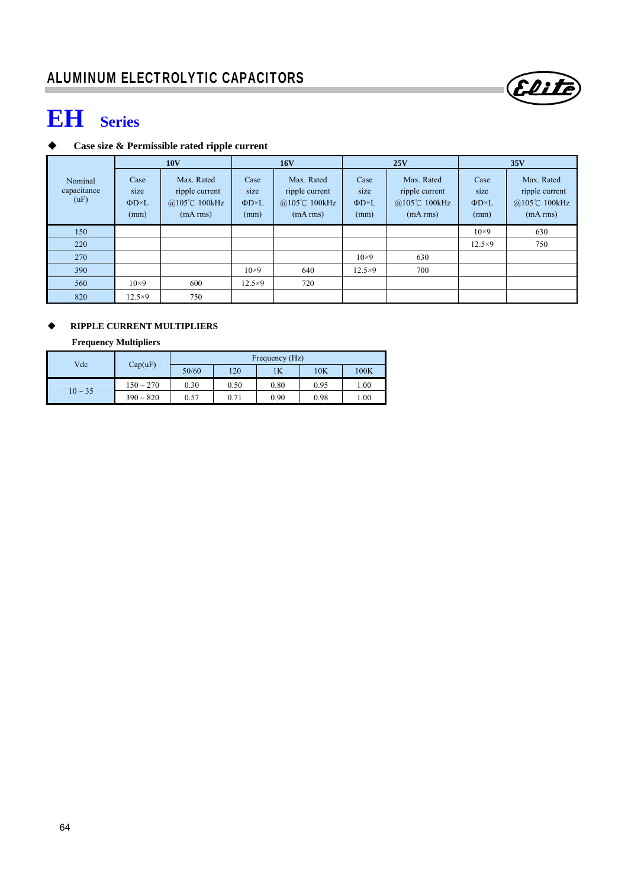## ALUMINUM ELECTROLYTIC CAPACITORS

# EH Series

◆ **Case size & Permissible rated ripple current**

| Nominal capacitance (uF) | 10V | | 16V | | 25V | | 35V | |
|---|---|---|---|---|---|---|---|---|
| | Case size ΦD×L (mm) | Max. Rated ripple current @105℃ 100kHz (mA rms) | Case size ΦD×L (mm) | Max. Rated ripple current @105℃ 100kHz (mA rms) | Case size ΦD×L (mm) | Max. Rated ripple current @105℃ 100kHz (mA rms) | Case size ΦD×L (mm) | Max. Rated ripple current @105℃ 100kHz (mA rms) |
| 150 | | | | | | | 10×9 | 630 |
| 220 | | | | | | | 12.5×9 | 750 |
| 270 | | | | | 10×9 | 630 | | |
| 390 | | | 10×9 | 640 | 12.5×9 | 700 | | |
| 560 | 10×9 | 600 | 12.5×9 | 720 | | | | |
| 820 | 12.5×9 | 750 | | | | | | |

◆ **RIPPLE CURRENT MULTIPLIERS**

**Frequency Multipliers**

| Vdc | Cap(uF) | Frequency (Hz) | | | | |
|---|---|---|---|---|---|---|
| | | 50/60 | 120 | 1K | 10K | 100K |
| 10 ~ 35 | 150 ~ 270 | 0.30 | 0.50 | 0.80 | 0.95 | 1.00 |
| | 390 ~ 820 | 0.57 | 0.71 | 0.90 | 0.98 | 1.00 |